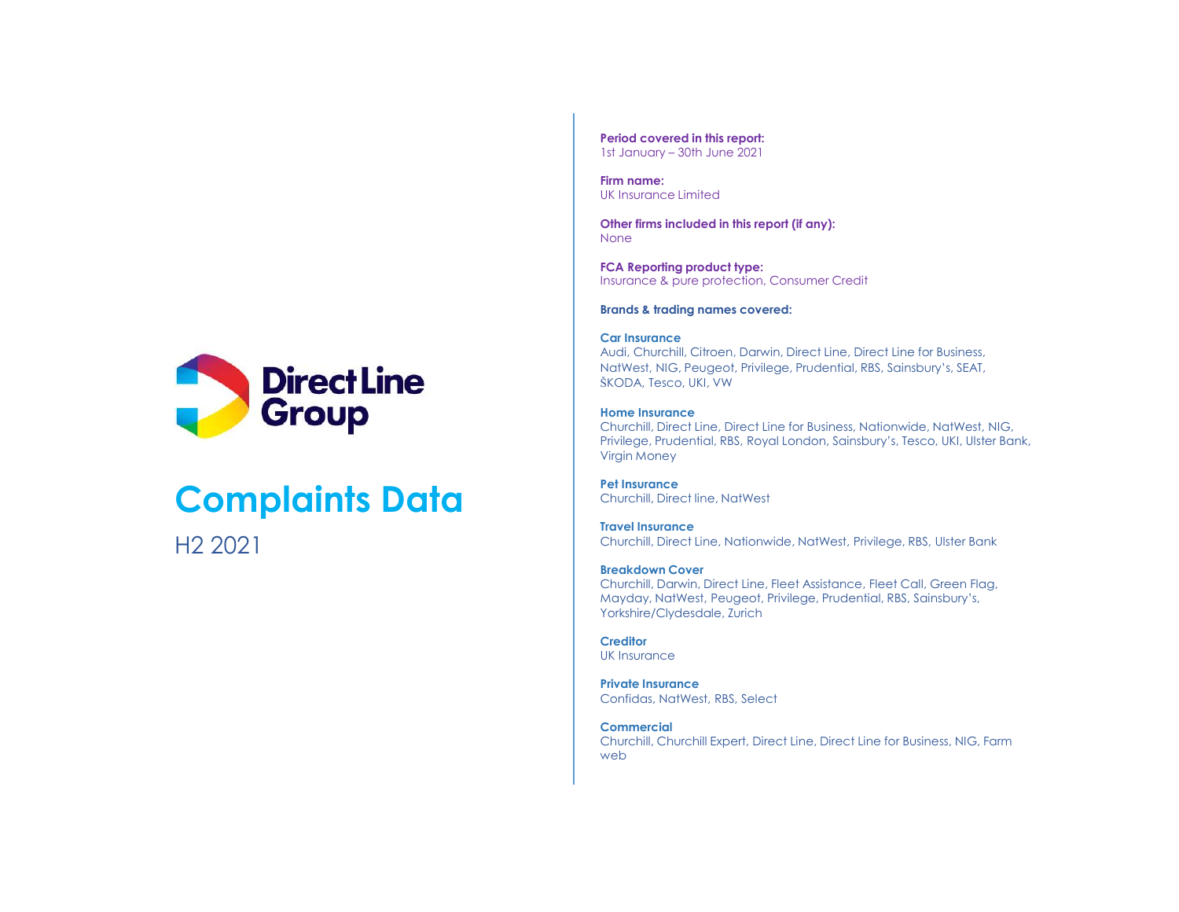Direct Line Group

# Complaints Data

H2 2021

**Period covered in this report:**
1st January – 30th June 2021

**Firm name:**
UK Insurance Limited

**Other firms included in this report (if any):**
None

**FCA Reporting product type:**
Insurance & pure protection, Consumer Credit

**Brands & trading names covered:**

**Car Insurance**
Audi, Churchill, Citroen, Darwin, Direct Line, Direct Line for Business, NatWest, NIG, Peugeot, Privilege, Prudential, RBS, Sainsbury's, SEAT, ŠKODA, Tesco, UKI, VW

**Home Insurance**
Churchill, Direct Line, Direct Line for Business, Nationwide, NatWest, NIG, Privilege, Prudential, RBS, Royal London, Sainsbury's, Tesco, UKI, Ulster Bank, Virgin Money

**Pet Insurance**
Churchill, Direct line, NatWest

**Travel Insurance**
Churchill, Direct Line, Nationwide, NatWest, Privilege, RBS, Ulster Bank

**Breakdown Cover**
Churchill, Darwin, Direct Line, Fleet Assistance, Fleet Call, Green Flag, Mayday, NatWest, Peugeot, Privilege, Prudential, RBS, Sainsbury's, Yorkshire/Clydesdale, Zurich

**Creditor**
UK Insurance

**Private Insurance**
Confidas, NatWest, RBS, Select

**Commercial**
Churchill, Churchill Expert, Direct Line, Direct Line for Business, NIG, Farm web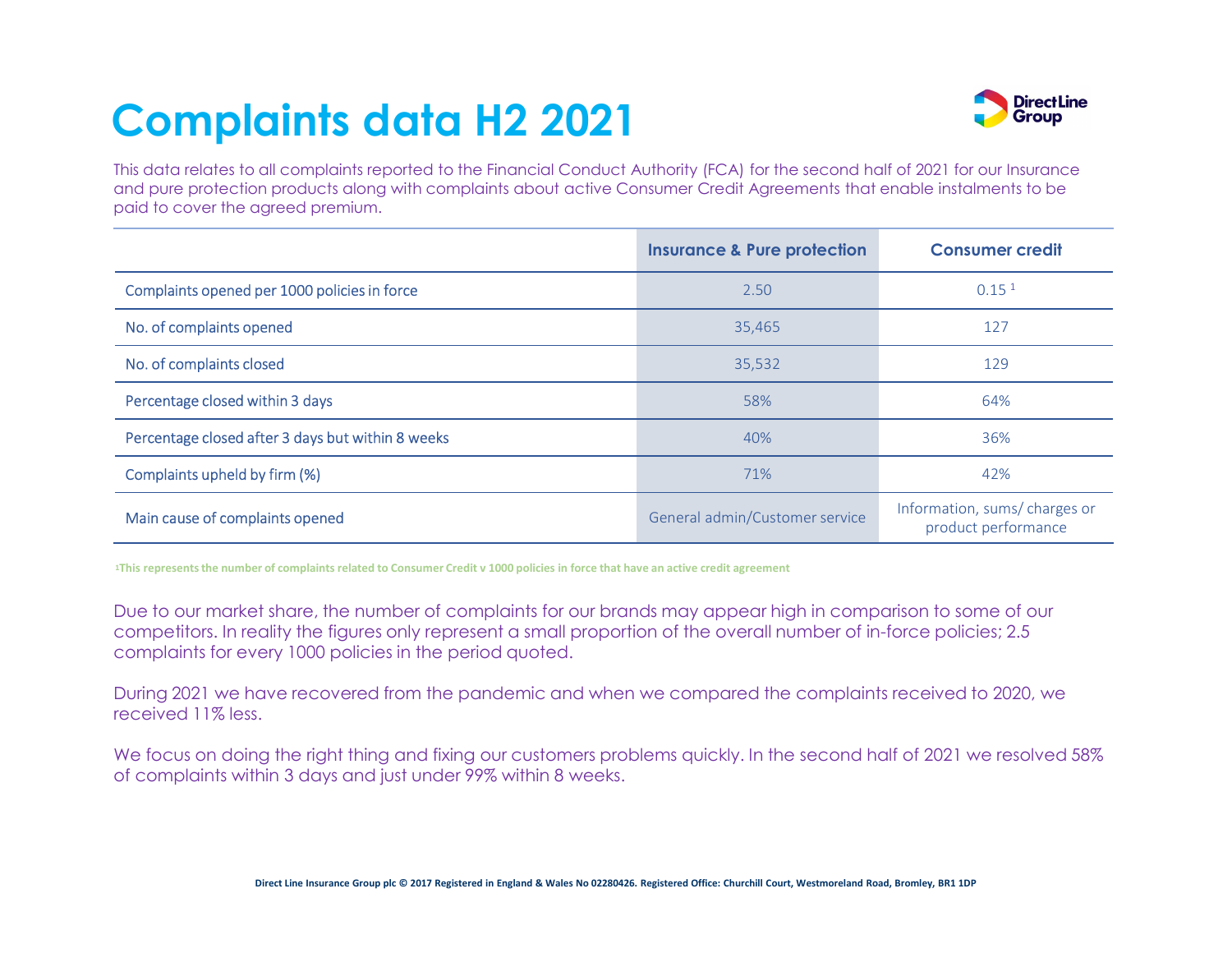# Complaints data H2 2021

This data relates to all complaints reported to the Financial Conduct Authority (FCA) for the second half of 2021 for our Insurance and pure protection products along with complaints about active Consumer Credit Agreements that enable instalments to be paid to cover the agreed premium.

| | Insurance & Pure protection | Consumer credit |
|---|---|---|
| Complaints opened per 1000 policies in force | 2.50 | 0.15 [1] |
| No. of complaints opened | 35,465 | 127 |
| No. of complaints closed | 35,532 | 129 |
| Percentage closed within 3 days | 58% | 64% |
| Percentage closed after 3 days but within 8 weeks | 40% | 36% |
| Complaints upheld by firm (%) | 71% | 42% |
| Main cause of complaints opened | General admin/Customer service | Information, sums/ charges or product performance |

[1]This represents the number of complaints related to Consumer Credit v 1000 policies in force that have an active credit agreement

Due to our market share, the number of complaints for our brands may appear high in comparison to some of our competitors. In reality the figures only represent a small proportion of the overall number of in-force policies; 2.5 complaints for every 1000 policies in the period quoted.

During 2021 we have recovered from the pandemic and when we compared the complaints received to 2020, we received 11% less.

We focus on doing the right thing and fixing our customers problems quickly. In the second half of 2021 we resolved 58% of complaints within 3 days and just under 99% within 8 weeks.

Direct Line Insurance Group plc © 2017 Registered in England & Wales No 02280426. Registered Office: Churchill Court, Westmoreland Road, Bromley, BR1 1DP